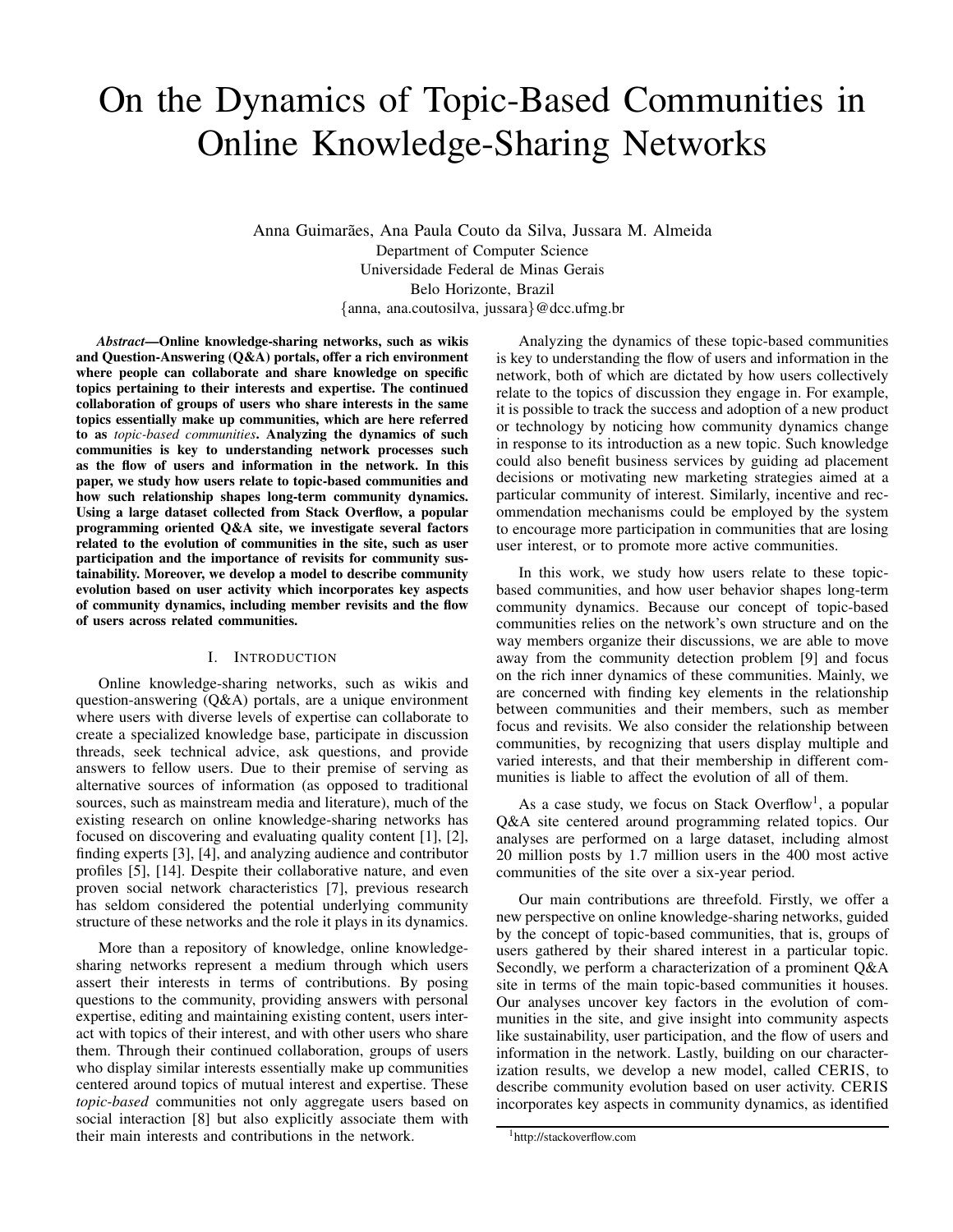# On the Dynamics of Topic-Based Communities in Online Knowledge-Sharing Networks

Anna Guimarães, Ana Paula Couto da Silva, Jussara M. Almeida
Department of Computer Science
Universidade Federal de Minas Gerais
Belo Horizonte, Brazil
{anna, ana.coutosilva, jussara}@dcc.ufmg.br

***Abstract*—Online knowledge-sharing networks, such as wikis and Question-Answering (Q&A) portals, offer a rich environment where people can collaborate and share knowledge on specific topics pertaining to their interests and expertise. The continued collaboration of groups of users who share interests in the same topics essentially make up communities, which are here referred to as *topic-based communities*. Analyzing the dynamics of such communities is key to understanding network processes such as the flow of users and information in the network. In this paper, we study how users relate to topic-based communities and how such relationship shapes long-term community dynamics. Using a large dataset collected from Stack Overflow, a popular programming oriented Q&A site, we investigate several factors related to the evolution of communities in the site, such as user participation and the importance of revisits for community sustainability. Moreover, we develop a model to describe community evolution based on user activity which incorporates key aspects of community dynamics, including member revisits and the flow of users across related communities.**

## I. Introduction

Online knowledge-sharing networks, such as wikis and question-answering (Q&A) portals, are a unique environment where users with diverse levels of expertise can collaborate to create a specialized knowledge base, participate in discussion threads, seek technical advice, ask questions, and provide answers to fellow users. Due to their premise of serving as alternative sources of information (as opposed to traditional sources, such as mainstream media and literature), much of the existing research on online knowledge-sharing networks has focused on discovering and evaluating quality content [1], [2], finding experts [3], [4], and analyzing audience and contributor profiles [5], [14]. Despite their collaborative nature, and even proven social network characteristics [7], previous research has seldom considered the potential underlying community structure of these networks and the role it plays in its dynamics.

More than a repository of knowledge, online knowledge-sharing networks represent a medium through which users assert their interests in terms of contributions. By posing questions to the community, providing answers with personal expertise, editing and maintaining existing content, users interact with topics of their interest, and with other users who share them. Through their continued collaboration, groups of users who display similar interests essentially make up communities centered around topics of mutual interest and expertise. These *topic-based* communities not only aggregate users based on social interaction [8] but also explicitly associate them with their main interests and contributions in the network.

Analyzing the dynamics of these topic-based communities is key to understanding the flow of users and information in the network, both of which are dictated by how users collectively relate to the topics of discussion they engage in. For example, it is possible to track the success and adoption of a new product or technology by noticing how community dynamics change in response to its introduction as a new topic. Such knowledge could also benefit business services by guiding ad placement decisions or motivating new marketing strategies aimed at a particular community of interest. Similarly, incentive and recommendation mechanisms could be employed by the system to encourage more participation in communities that are losing user interest, or to promote more active communities.

In this work, we study how users relate to these topic-based communities, and how user behavior shapes long-term community dynamics. Because our concept of topic-based communities relies on the network's own structure and on the way members organize their discussions, we are able to move away from the community detection problem [9] and focus on the rich inner dynamics of these communities. Mainly, we are concerned with finding key elements in the relationship between communities and their members, such as member focus and revisits. We also consider the relationship between communities, by recognizing that users display multiple and varied interests, and that their membership in different communities is liable to affect the evolution of all of them.

As a case study, we focus on Stack Overflow[1], a popular Q&A site centered around programming related topics. Our analyses are performed on a large dataset, including almost 20 million posts by 1.7 million users in the 400 most active communities of the site over a six-year period.

Our main contributions are threefold. Firstly, we offer a new perspective on online knowledge-sharing networks, guided by the concept of topic-based communities, that is, groups of users gathered by their shared interest in a particular topic. Secondly, we perform a characterization of a prominent Q&A site in terms of the main topic-based communities it houses. Our analyses uncover key factors in the evolution of communities in the site, and give insight into community aspects like sustainability, user participation, and the flow of users and information in the network. Lastly, building on our characterization results, we develop a new model, called CERIS, to describe community evolution based on user activity. CERIS incorporates key aspects in community dynamics, as identified

[1] http://stackoverflow.com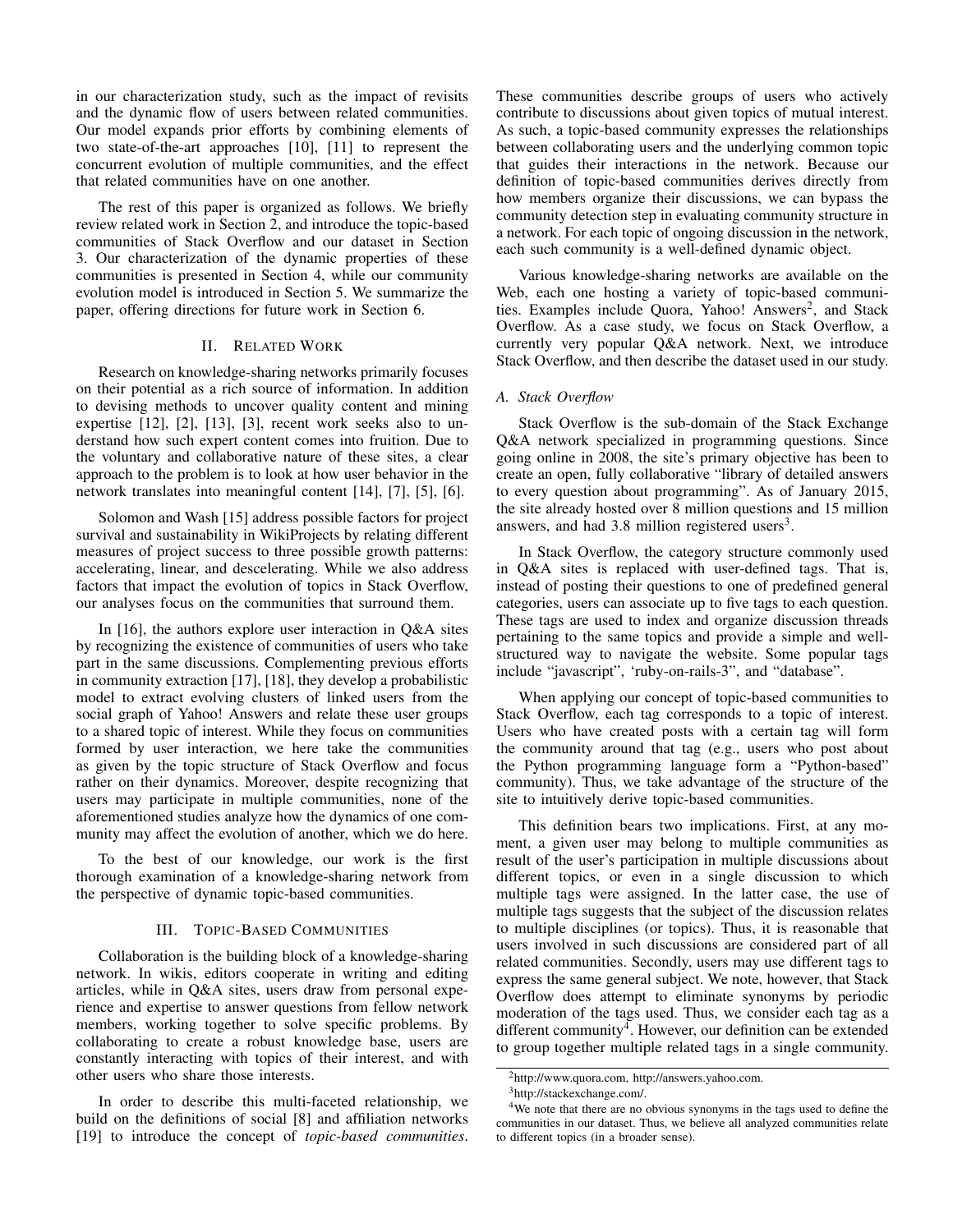in our characterization study, such as the impact of revisits and the dynamic flow of users between related communities. Our model expands prior efforts by combining elements of two state-of-the-art approaches [10], [11] to represent the concurrent evolution of multiple communities, and the effect that related communities have on one another.

The rest of this paper is organized as follows. We briefly review related work in Section 2, and introduce the topic-based communities of Stack Overflow and our dataset in Section 3. Our characterization of the dynamic properties of these communities is presented in Section 4, while our community evolution model is introduced in Section 5. We summarize the paper, offering directions for future work in Section 6.

## II. Related Work

Research on knowledge-sharing networks primarily focuses on their potential as a rich source of information. In addition to devising methods to uncover quality content and mining expertise [12], [2], [13], [3], recent work seeks also to understand how such expert content comes into fruition. Due to the voluntary and collaborative nature of these sites, a clear approach to the problem is to look at how user behavior in the network translates into meaningful content [14], [7], [5], [6].

Solomon and Wash [15] address possible factors for project survival and sustainability in WikiProjects by relating different measures of project success to three possible growth patterns: accelerating, linear, and descelerating. While we also address factors that impact the evolution of topics in Stack Overflow, our analyses focus on the communities that surround them.

In [16], the authors explore user interaction in Q&A sites by recognizing the existence of communities of users who take part in the same discussions. Complementing previous efforts in community extraction [17], [18], they develop a probabilistic model to extract evolving clusters of linked users from the social graph of Yahoo! Answers and relate these user groups to a shared topic of interest. While they focus on communities formed by user interaction, we here take the communities as given by the topic structure of Stack Overflow and focus rather on their dynamics. Moreover, despite recognizing that users may participate in multiple communities, none of the aforementioned studies analyze how the dynamics of one community may affect the evolution of another, which we do here.

To the best of our knowledge, our work is the first thorough examination of a knowledge-sharing network from the perspective of dynamic topic-based communities.

## III. Topic-Based Communities

Collaboration is the building block of a knowledge-sharing network. In wikis, editors cooperate in writing and editing articles, while in Q&A sites, users draw from personal experience and expertise to answer questions from fellow network members, working together to solve specific problems. By collaborating to create a robust knowledge base, users are constantly interacting with topics of their interest, and with other users who share those interests.

In order to describe this multi-faceted relationship, we build on the definitions of social [8] and affiliation networks [19] to introduce the concept of *topic-based communities*. These communities describe groups of users who actively contribute to discussions about given topics of mutual interest. As such, a topic-based community expresses the relationships between collaborating users and the underlying common topic that guides their interactions in the network. Because our definition of topic-based communities derives directly from how members organize their discussions, we can bypass the community detection step in evaluating community structure in a network. For each topic of ongoing discussion in the network, each such community is a well-defined dynamic object.

Various knowledge-sharing networks are available on the Web, each one hosting a variety of topic-based communities. Examples include Quora, Yahoo! Answers[2], and Stack Overflow. As a case study, we focus on Stack Overflow, a currently very popular Q&A network. Next, we introduce Stack Overflow, and then describe the dataset used in our study.

### A. Stack Overflow

Stack Overflow is the sub-domain of the Stack Exchange Q&A network specialized in programming questions. Since going online in 2008, the site's primary objective has been to create an open, fully collaborative "library of detailed answers to every question about programming". As of January 2015, the site already hosted over 8 million questions and 15 million answers, and had 3.8 million registered users[3].

In Stack Overflow, the category structure commonly used in Q&A sites is replaced with user-defined tags. That is, instead of posting their questions to one of predefined general categories, users can associate up to five tags to each question. These tags are used to index and organize discussion threads pertaining to the same topics and provide a simple and well-structured way to navigate the website. Some popular tags include "javascript", 'ruby-on-rails-3", and "database".

When applying our concept of topic-based communities to Stack Overflow, each tag corresponds to a topic of interest. Users who have created posts with a certain tag will form the community around that tag (e.g., users who post about the Python programming language form a "Python-based" community). Thus, we take advantage of the structure of the site to intuitively derive topic-based communities.

This definition bears two implications. First, at any moment, a given user may belong to multiple communities as result of the user's participation in multiple discussions about different topics, or even in a single discussion to which multiple tags were assigned. In the latter case, the use of multiple tags suggests that the subject of the discussion relates to multiple disciplines (or topics). Thus, it is reasonable that users involved in such discussions are considered part of all related communities. Secondly, users may use different tags to express the same general subject. We note, however, that Stack Overflow does attempt to eliminate synonyms by periodic moderation of the tags used. Thus, we consider each tag as a different community[4]. However, our definition can be extended to group together multiple related tags in a single community.

[2] http://www.quora.com, http://answers.yahoo.com.

[3] http://stackexchange.com/.

[4] We note that there are no obvious synonyms in the tags used to define the communities in our dataset. Thus, we believe all analyzed communities relate to different topics (in a broader sense).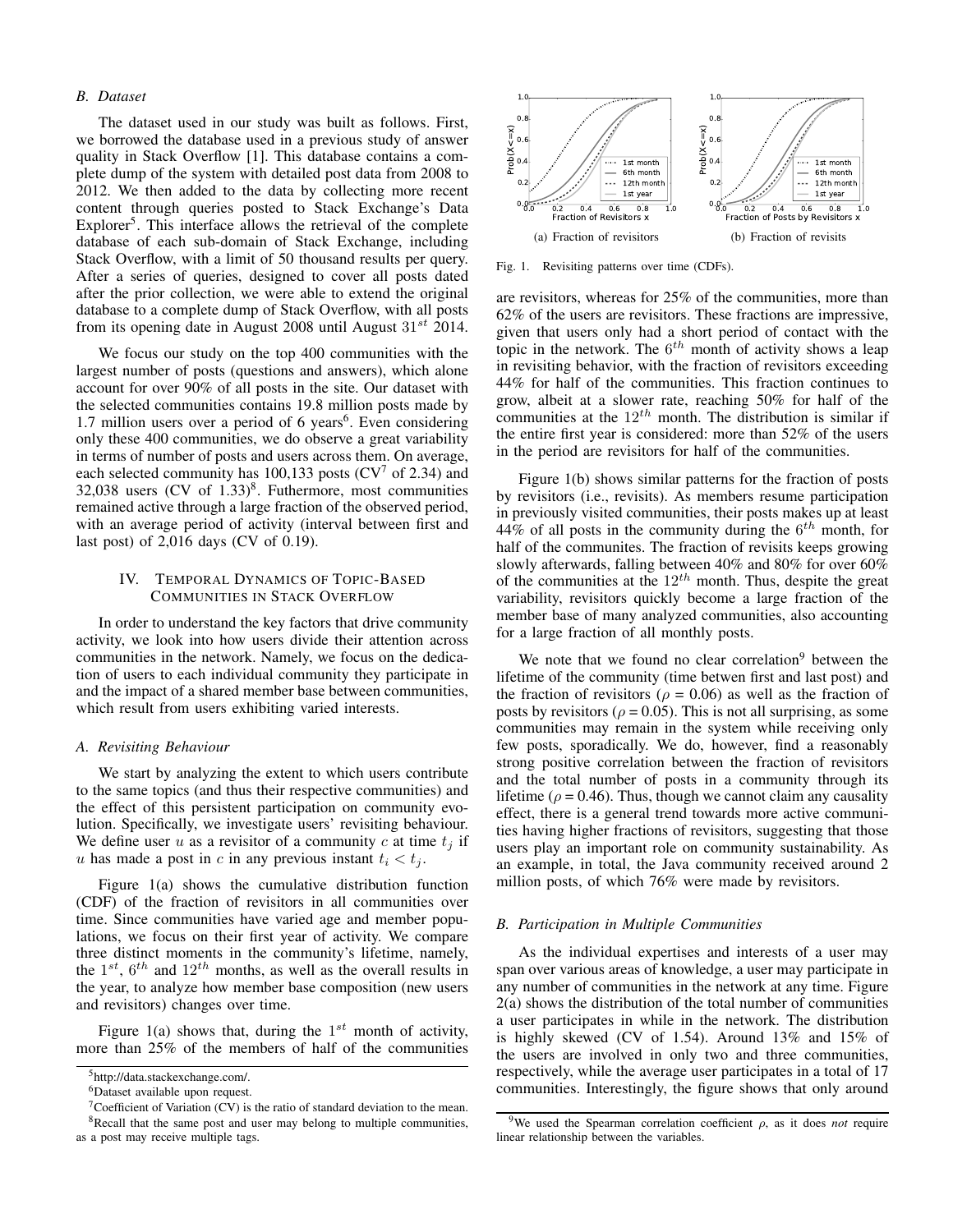### B. Dataset

The dataset used in our study was built as follows. First, we borrowed the database used in a previous study of answer quality in Stack Overflow [1]. This database contains a complete dump of the system with detailed post data from 2008 to 2012. We then added to the data by collecting more recent content through queries posted to Stack Exchange's Data Explorer[5]. This interface allows the retrieval of the complete database of each sub-domain of Stack Exchange, including Stack Overflow, with a limit of 50 thousand results per query. After a series of queries, designed to cover all posts dated after the prior collection, we were able to extend the original database to a complete dump of Stack Overflow, with all posts from its opening date in August 2008 until August $31^{st}$ 2014.

We focus our study on the top 400 communities with the largest number of posts (questions and answers), which alone account for over 90% of all posts in the site. Our dataset with the selected communities contains 19.8 million posts made by 1.7 million users over a period of 6 years[6]. Even considering only these 400 communities, we do observe a great variability in terms of number of posts and users across them. On average, each selected community has 100,133 posts (CV[7] of 2.34) and 32,038 users (CV of 1.33)[8]. Futhermore, most communities remained active through a large fraction of the observed period, with an average period of activity (interval between first and last post) of 2,016 days (CV of 0.19).

## IV. Temporal Dynamics of Topic-Based Communities in Stack Overflow

In order to understand the key factors that drive community activity, we look into how users divide their attention across communities in the network. Namely, we focus on the dedication of users to each individual community they participate in and the impact of a shared member base between communities, which result from users exhibiting varied interests.

### A. Revisiting Behaviour

We start by analyzing the extent to which users contribute to the same topics (and thus their respective communities) and the effect of this persistent participation on community evolution. Specifically, we investigate users' revisiting behaviour. We define user $u$ as a revisitor of a community $c$ at time $t_j$ if $u$ has made a post in $c$ in any previous instant $t_i < t_j$.

Figure 1(a) shows the cumulative distribution function (CDF) of the fraction of revisitors in all communities over time. Since communities have varied age and member populations, we focus on their first year of activity. We compare three distinct moments in the community's lifetime, namely, the $1^{st}$, $6^{th}$ and $12^{th}$ months, as well as the overall results in the year, to analyze how member base composition (new users and revisitors) changes over time.

Figure 1(a) shows that, during the $1^{st}$ month of activity, more than 25% of the members of half of the communities are revisitors, whereas for 25% of the communities, more than 62% of the users are revisitors. These fractions are impressive, given that users only had a short period of contact with the topic in the network. The $6^{th}$ month of activity shows a leap in revisiting behavior, with the fraction of revisitors exceeding 44% for half of the communities. This fraction continues to grow, albeit at a slower rate, reaching 50% for half of the communities at the $12^{th}$ month. The distribution is similar if the entire first year is considered: more than 52% of the users in the period are revisitors for half of the communities.

(a) Fraction of revisitors (b) Fraction of revisits

Fig. 1. Revisiting patterns over time (CDFs).

Figure 1(b) shows similar patterns for the fraction of posts by revisitors (i.e., revisits). As members resume participation in previously visited communities, their posts makes up at least 44% of all posts in the community during the $6^{th}$ month, for half of the communites. The fraction of revisits keeps growing slowly afterwards, falling between 40% and 80% for over 60% of the communities at the $12^{th}$ month. Thus, despite the great variability, revisitors quickly become a large fraction of the member base of many analyzed communities, also accounting for a large fraction of all monthly posts.

We note that we found no clear correlation[9] between the lifetime of the community (time betwen first and last post) and the fraction of revisitors ($\rho$ = 0.06) as well as the fraction of posts by revisitors ($\rho$ = 0.05). This is not all surprising, as some communities may remain in the system while receiving only few posts, sporadically. We do, however, find a reasonably strong positive correlation between the fraction of revisitors and the total number of posts in a community through its lifetime ($\rho$ = 0.46). Thus, though we cannot claim any causality effect, there is a general trend towards more active communities having higher fractions of revisitors, suggesting that those users play an important role on community sustainability. As an example, in total, the Java community received around 2 million posts, of which 76% were made by revisitors.

### B. Participation in Multiple Communities

As the individual expertises and interests of a user may span over various areas of knowledge, a user may participate in any number of communities in the network at any time. Figure 2(a) shows the distribution of the total number of communities a user participates in while in the network. The distribution is highly skewed (CV of 1.54). Around 13% and 15% of the users are involved in only two and three communities, respectively, while the average user participates in a total of 17 communities. Interestingly, the figure shows that only around

[5] http://data.stackexchange.com/.

[6] Dataset available upon request.

[7] Coefficient of Variation (CV) is the ratio of standard deviation to the mean.

[8] Recall that the same post and user may belong to multiple communities, as a post may receive multiple tags.

[9] We used the Spearman correlation coefficient $\rho$, as it does *not* require linear relationship between the variables.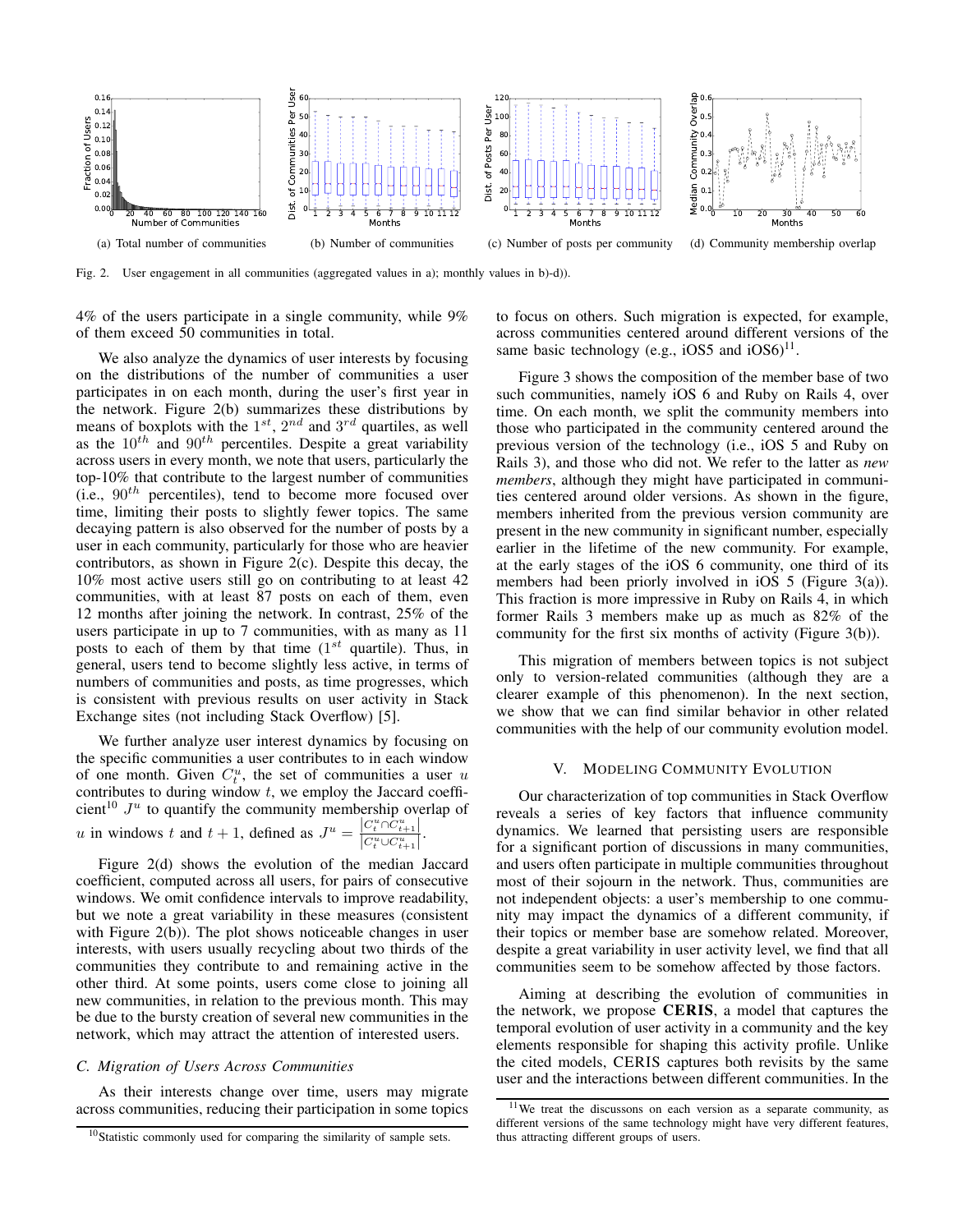(a) Total number of communities (b) Number of communities (c) Number of posts per community (d) Community membership overlap

Fig. 2. User engagement in all communities (aggregated values in a); monthly values in b)-d)).

4% of the users participate in a single community, while 9% of them exceed 50 communities in total.

We also analyze the dynamics of user interests by focusing on the distributions of the number of communities a user participates in on each month, during the user's first year in the network. Figure 2(b) summarizes these distributions by means of boxplots with the $1^{st}$, $2^{nd}$ and $3^{rd}$ quartiles, as well as the $10^{th}$ and $90^{th}$ percentiles. Despite a great variability across users in every month, we note that users, particularly the top-10% that contribute to the largest number of communities (i.e., $90^{th}$ percentiles), tend to become more focused over time, limiting their posts to slightly fewer topics. The same decaying pattern is also observed for the number of posts by a user in each community, particularly for those who are heavier contributors, as shown in Figure 2(c). Despite this decay, the 10% most active users still go on contributing to at least 42 communities, with at least 87 posts on each of them, even 12 months after joining the network. In contrast, 25% of the users participate in up to 7 communities, with as many as 11 posts to each of them by that time ($1^{st}$ quartile). Thus, in general, users tend to become slightly less active, in terms of numbers of communities and posts, as time progresses, which is consistent with previous results on user activity in Stack Exchange sites (not including Stack Overflow) [5].

We further analyze user interest dynamics by focusing on the specific communities a user contributes to in each window of one month. Given $C_t^u$, the set of communities a user $u$ contributes to[10] during window $t$, we employ the Jaccard coefficient $J^u$ to quantify the community membership overlap of $u$ in windows $t$ and $t+1$, defined as $J^u = \frac{|C_t^u \cap C_{t+1}^u|}{|C_t^u \cup C_{t+1}^u|}$.

Figure 2(d) shows the evolution of the median Jaccard coefficient, computed across all users, for pairs of consecutive windows. We omit confidence intervals to improve readability, but we note a great variability in these measures (consistent with Figure 2(b)). The plot shows noticeable changes in user interests, with users usually recycling about two thirds of the communities they contribute to and remaining active in the other third. At some points, users come close to joining all new communities, in relation to the previous month. This may be due to the bursty creation of several new communities in the network, which may attract the attention of interested users.

### C. Migration of Users Across Communities

As their interests change over time, users may migrate across communities, reducing their participation in some topics to focus on others. Such migration is expected, for example, across communities centered around different versions of the same basic technology (e.g., iOS5 and iOS6)[11].

Figure 3 shows the composition of the member base of two such communities, namely iOS 6 and Ruby on Rails 4, over time. On each month, we split the community members into those who participated in the community centered around the previous version of the technology (i.e., iOS 5 and Ruby on Rails 3), and those who did not. We refer to the latter as *new members*, although they might have participated in communities centered around older versions. As shown in the figure, members inherited from the previous version community are present in the new community in significant number, especially earlier in the lifetime of the new community. For example, at the early stages of the iOS 6 community, one third of its members had been priorly involved in iOS 5 (Figure 3(a)). This fraction is more impressive in Ruby on Rails 4, in which former Rails 3 members make up as much as 82% of the community for the first six months of activity (Figure 3(b)).

This migration of members between topics is not subject only to version-related communities (although they are a clearer example of this phenomenon). In the next section, we show that we can find similar behavior in other related communities with the help of our community evolution model.

## V. Modeling Community Evolution

Our characterization of top communities in Stack Overflow reveals a series of key factors that influence community dynamics. We learned that persisting users are responsible for a significant portion of discussions in many communities, and users often participate in multiple communities throughout most of their sojourn in the network. Thus, communities are not independent objects: a user's membership to one community may impact the dynamics of a different community, if their topics or member base are somehow related. Moreover, despite a great variability in user activity level, we find that all communities seem to be somehow affected by those factors.

Aiming at describing the evolution of communities in the network, we propose **CERIS**, a model that captures the temporal evolution of user activity in a community and the key elements responsible for shaping this activity profile. Unlike the cited models, CERIS captures both revisits by the same user and the interactions between different communities. In the

[10] Statistic commonly used for comparing the similarity of sample sets.

[11] We treat the discussons on each version as a separate community, as different versions of the same technology might have very different features, thus attracting different groups of users.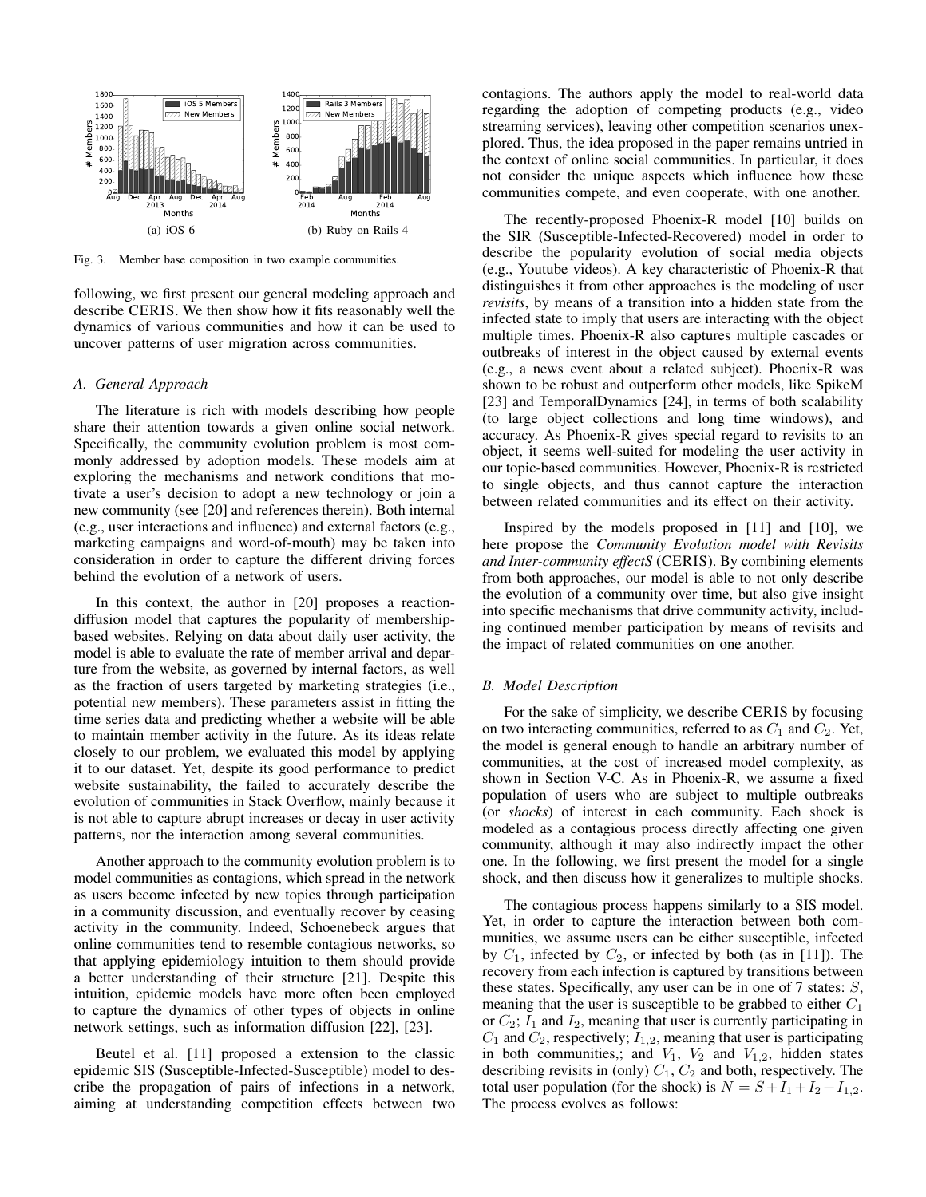(a) iOS 6

(b) Ruby on Rails 4

Fig. 3. Member base composition in two example communities.

following, we first present our general modeling approach and describe CERIS. We then show how it fits reasonably well the dynamics of various communities and how it can be used to uncover patterns of user migration across communities.

### A. General Approach

The literature is rich with models describing how people share their attention towards a given online social network. Specifically, the community evolution problem is most commonly addressed by adoption models. These models aim at exploring the mechanisms and network conditions that motivate a user's decision to adopt a new technology or join a new community (see [20] and references therein). Both internal (e.g., user interactions and influence) and external factors (e.g., marketing campaigns and word-of-mouth) may be taken into consideration in order to capture the different driving forces behind the evolution of a network of users.

In this context, the author in [20] proposes a reaction-diffusion model that captures the popularity of membership-based websites. Relying on data about daily user activity, the model is able to evaluate the rate of member arrival and departure from the website, as governed by internal factors, as well as the fraction of users targeted by marketing strategies (i.e., potential new members). These parameters assist in fitting the time series data and predicting whether a website will be able to maintain member activity in the future. As its ideas relate closely to our problem, we evaluated this model by applying it to our dataset. Yet, despite its good performance to predict website sustainability, the failed to accurately describe the evolution of communities in Stack Overflow, mainly because it is not able to capture abrupt increases or decay in user activity patterns, nor the interaction among several communities.

Another approach to the community evolution problem is to model communities as contagions, which spread in the network as users become infected by new topics through participation in a community discussion, and eventually recover by ceasing activity in the community. Indeed, Schoenebeck argues that online communities tend to resemble contagious networks, so that applying epidemiology intuition to them should provide a better understanding of their structure [21]. Despite this intuition, epidemic models have more often been employed to capture the dynamics of other types of objects in online network settings, such as information diffusion [22], [23].

Beutel et al. [11] proposed a extension to the classic epidemic SIS (Susceptible-Infected-Susceptible) model to describe the propagation of pairs of infections in a network, aiming at understanding competition effects between two contagions. The authors apply the model to real-world data regarding the adoption of competing products (e.g., video streaming services), leaving other competition scenarios unexplored. Thus, the idea proposed in the paper remains untried in the context of online social communities. In particular, it does not consider the unique aspects which influence how these communities compete, and even cooperate, with one another.

The recently-proposed Phoenix-R model [10] builds on the SIR (Susceptible-Infected-Recovered) model in order to describe the popularity evolution of social media objects (e.g., Youtube videos). A key characteristic of Phoenix-R that distinguishes it from other approaches is the modeling of user *revisits*, by means of a transition into a hidden state from the infected state to imply that users are interacting with the object multiple times. Phoenix-R also captures multiple cascades or outbreaks of interest in the object caused by external events (e.g., a news event about a related subject). Phoenix-R was shown to be robust and outperform other models, like SpikeM [23] and TemporalDynamics [24], in terms of both scalability (to large object collections and long time windows), and accuracy. As Phoenix-R gives special regard to revisits to an object, it seems well-suited for modeling the user activity in our topic-based communities. However, Phoenix-R is restricted to single objects, and thus cannot capture the interaction between related communities and its effect on their activity.

Inspired by the models proposed in [11] and [10], we here propose the *Community Evolution model with Revisits and Inter-community effectS* (CERIS). By combining elements from both approaches, our model is able to not only describe the evolution of a community over time, but also give insight into specific mechanisms that drive community activity, including continued member participation by means of revisits and the impact of related communities on one another.

### B. Model Description

For the sake of simplicity, we describe CERIS by focusing on two interacting communities, referred to as $C_1$ and $C_2$. Yet, the model is general enough to handle an arbitrary number of communities, at the cost of increased model complexity, as shown in Section V-C. As in Phoenix-R, we assume a fixed population of users who are subject to multiple outbreaks (or *shocks*) of interest in each community. Each shock is modeled as a contagious process directly affecting one given community, although it may also indirectly impact the other one. In the following, we first present the model for a single shock, and then discuss how it generalizes to multiple shocks.

The contagious process happens similarly to a SIS model. Yet, in order to capture the interaction between both communities, we assume users can be either susceptible, infected by $C_1$, infected by $C_2$, or infected by both (as in [11]). The recovery from each infection is captured by transitions between these states. Specifically, any user can be in one of 7 states: $S$, meaning that the user is susceptible to be grabbed to either $C_1$ or $C_2$; $I_1$ and $I_2$, meaning that user is currently participating in $C_1$ and $C_2$, respectively; $I_{1,2}$, meaning that user is participating in both communities,; and $V_1$, $V_2$ and $V_{1,2}$, hidden states describing revisits in (only) $C_1$, $C_2$ and both, respectively. The total user population (for the shock) is $N = S + I_1 + I_2 + I_{1,2}$. The process evolves as follows: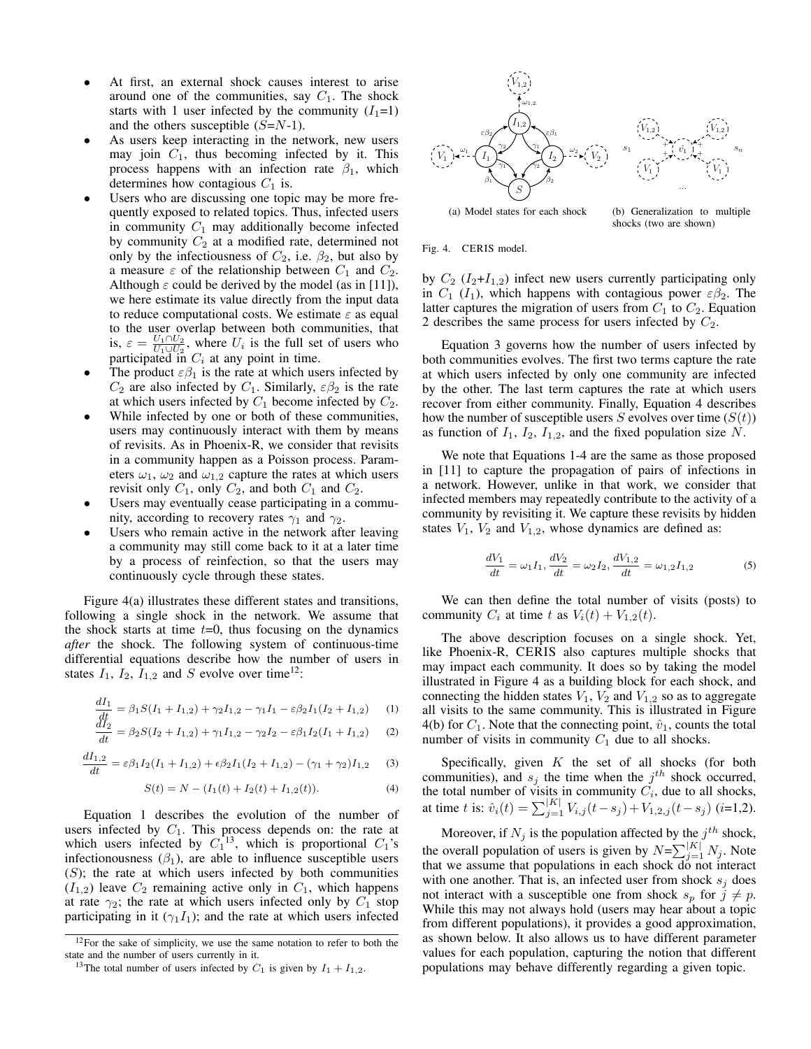- At first, an external shock causes interest to arise around one of the communities, say $C_1$. The shock starts with 1 user infected by the community ($I_1$=1) and the others susceptible ($S$=$N$-1).
- As users keep interacting in the network, new users may join $C_1$, thus becoming infected by it. This process happens with an infection rate $\beta_1$, which determines how contagious $C_1$ is.
- Users who are discussing one topic may be more frequently exposed to related topics. Thus, infected users in community $C_1$ may additionally become infected by community $C_2$ at a modified rate, determined not only by the infectiousness of $C_2$, i.e. $\beta_2$, but also by a measure $\varepsilon$ of the relationship between $C_1$ and $C_2$. Although $\varepsilon$ could be derived by the model (as in [11]), we here estimate its value directly from the input data to reduce computational costs. We estimate $\varepsilon$ as equal to the user overlap between both communities, that is, $\varepsilon = \frac{U_1 \cap U_2}{U_1 \cup U_2}$, where $U_i$ is the full set of users who participated in $C_i$ at any point in time.
- The product $\varepsilon\beta_1$ is the rate at which users infected by $C_2$ are also infected by $C_1$. Similarly, $\varepsilon\beta_2$ is the rate at which users infected by $C_1$ become infected by $C_2$.
- While infected by one or both of these communities, users may continuously interact with them by means of revisits. As in Phoenix-R, we consider that revisits in a community happen as a Poisson process. Parameters $\omega_1$, $\omega_2$ and $\omega_{1,2}$ capture the rates at which users revisit only $C_1$, only $C_2$, and both $C_1$ and $C_2$.
- Users may eventually cease participating in a community, according to recovery rates $\gamma_1$ and $\gamma_2$.
- Users who remain active in the network after leaving a community may still come back to it at a later time by a process of reinfection, so that the users may continuously cycle through these states.

Figure 4(a) illustrates these different states and transitions, following a single shock in the network. We assume that the shock starts at time $t$=0, thus focusing on the dynamics *after* the shock. The following system of continuous-time differential equations describe how the number of users in states $I_1$, $I_2$, $I_{1,2}$ and $S$ evolve over time[12]:

$$\frac{dI_1}{dt} = \beta_1 S(I_1 + I_{1,2}) + \gamma_2 I_{1,2} - \gamma_1 I_1 - \varepsilon\beta_2 I_1(I_2 + I_{1,2}) \quad (1)$$

$$\frac{dI_2}{dt} = \beta_2 S(I_2 + I_{1,2}) + \gamma_1 I_{1,2} - \gamma_2 I_2 - \varepsilon\beta_1 I_2(I_1 + I_{1,2}) \quad (2)$$

$$\frac{dI_{1,2}}{dt} = \varepsilon\beta_1 I_2(I_1 + I_{1,2}) + \epsilon\beta_2 I_1(I_2 + I_{1,2}) - (\gamma_1 + \gamma_2)I_{1,2} \quad (3)$$

$$S(t) = N - (I_1(t) + I_2(t) + I_{1,2}(t)). \quad (4)$$

Equation 1 describes the evolution of the number of users infected by $C_1$. This process depends on: the rate at which users infected by $C_1$[13], which is proportional $C_1$'s infectionousness ($\beta_1$), are able to influence susceptible users ($S$); the rate at which users infected by both communities ($I_{1,2}$) leave $C_2$ remaining active only in $C_1$, which happens at rate $\gamma_2$; the rate at which users infected only by $C_1$ stop participating in it ($\gamma_1 I_1$); and the rate at which users infected by $C_2$ ($I_2$+$I_{1,2}$) infect new users currently participating only in $C_1$ ($I_1$), which happens with contagious power $\varepsilon\beta_2$. The latter captures the migration of users from $C_1$ to $C_2$. Equation 2 describes the same process for users infected by $C_2$.

Equation 3 governs how the number of users infected by both communities evolves. The first two terms capture the rate at which users infected by only one community are infected by the other. The last term captures the rate at which users recover from either community. Finally, Equation 4 describes how the number of susceptible users $S$ evolves over time ($S(t)$) as function of $I_1$, $I_2$, $I_{1,2}$, and the fixed population size $N$.

We note that Equations 1-4 are the same as those proposed in [11] to capture the propagation of pairs of infections in a network. However, unlike in that work, we consider that infected members may repeatedly contribute to the activity of a community by revisiting it. We capture these revisits by hidden states $V_1$, $V_2$ and $V_{1,2}$, whose dynamics are defined as:

$$\frac{dV_1}{dt} = \omega_1 I_1, \frac{dV_2}{dt} = \omega_2 I_2, \frac{dV_{1,2}}{dt} = \omega_{1,2} I_{1,2} \quad (5)$$

We can then define the total number of visits (posts) to community $C_i$ at time $t$ as $V_i(t) + V_{1,2}(t)$.

The above description focuses on a single shock. Yet, like Phoenix-R, CERIS also captures multiple shocks that may impact each community. It does so by taking the model illustrated in Figure 4 as a building block for each shock, and connecting the hidden states $V_1$, $V_2$ and $V_{1,2}$ so as to aggregate all visits to the same community. This is illustrated in Figure 4(b) for $C_1$. Note that the connecting point, $\hat{v}_1$, counts the total number of visits in community $C_1$ due to all shocks.

Specifically, given $K$ the set of all shocks (for both communities), and $s_j$ the time when the $j^{th}$ shock occurred, the total number of visits in community $C_i$, due to all shocks, at time $t$ is: $\hat{v}_i(t) = \sum_{j=1}^{|K|} V_{i,j}(t - s_j) + V_{1,2,j}(t - s_j)$ ($i$=1,2).

Moreover, if $N_j$ is the population affected by the $j^{th}$ shock, the overall population of users is given by $N$=$\sum_{j=1}^{|K|} N_j$. Note that we assume that populations in each shock do not interact with one another. That is, an infected user from shock $s_j$ does not interact with a susceptible one from shock $s_p$ for $j \neq p$. While this may not always hold (users may hear about a topic from different populations), it provides a good approximation, as shown below. It also allows us to have different parameter values for each population, capturing the notion that different populations may behave differently regarding a given topic.

(a) Model states for each shock

(b) Generalization to multiple shocks (two are shown)

Fig. 4. CERIS model.

[12] For the sake of simplicity, we use the same notation to refer to both the state and the number of users currently in it.

[13] The total number of users infected by $C_1$ is given by $I_1 + I_{1,2}$.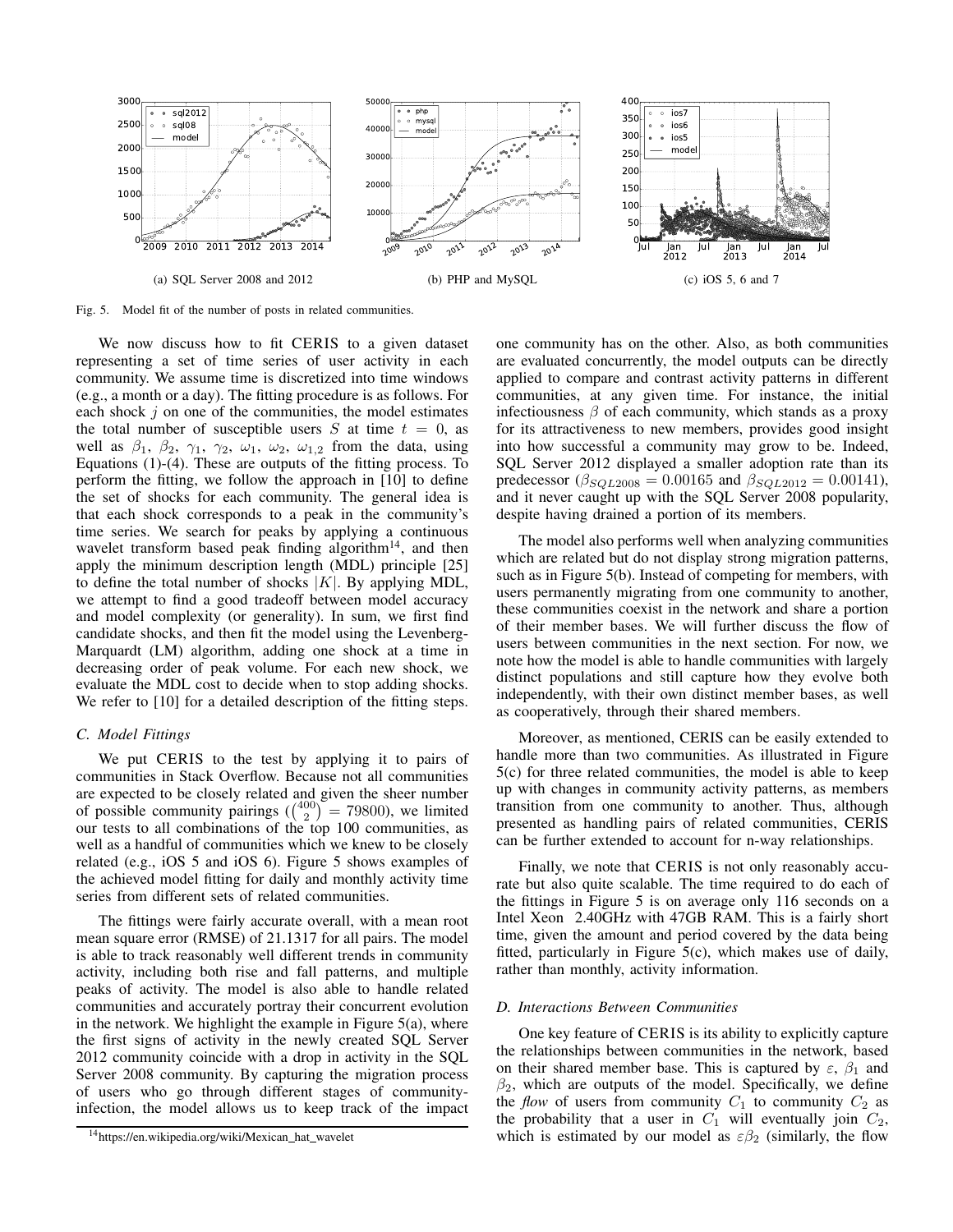(a) SQL Server 2008 and 2012

(b) PHP and MySQL

(c) iOS 5, 6 and 7

Fig. 5. Model fit of the number of posts in related communities.

We now discuss how to fit CERIS to a given dataset representing a set of time series of user activity in each community. We assume time is discretized into time windows (e.g., a month or a day). The fitting procedure is as follows. For each shock $j$ on one of the communities, the model estimates the total number of susceptible users $S$ at time $t = 0$, as well as $\beta_1$, $\beta_2$, $\gamma_1$, $\gamma_2$, $\omega_1$, $\omega_2$, $\omega_{1,2}$ from the data, using Equations (1)-(4). These are outputs of the fitting process. To perform the fitting, we follow the approach in [10] to define the set of shocks for each community. The general idea is that each shock corresponds to a peak in the community's time series. We search for peaks by applying a continuous wavelet transform based peak finding algorithm[14], and then apply the minimum description length (MDL) principle [25] to define the total number of shocks $|K|$. By applying MDL, we attempt to find a good tradeoff between model accuracy and model complexity (or generality). In sum, we first find candidate shocks, and then fit the model using the Levenberg-Marquardt (LM) algorithm, adding one shock at a time in decreasing order of peak volume. For each new shock, we evaluate the MDL cost to decide when to stop adding shocks. We refer to [10] for a detailed description of the fitting steps.

### C. Model Fittings

We put CERIS to the test by applying it to pairs of communities in Stack Overflow. Because not all communities are expected to be closely related and given the sheer number of possible community pairings ($\binom{400}{2} = 79800$), we limited our tests to all combinations of the top 100 communities, as well as a handful of communities which we knew to be closely related (e.g., iOS 5 and iOS 6). Figure 5 shows examples of the achieved model fitting for daily and monthly activity time series from different sets of related communities.

The fittings were fairly accurate overall, with a mean root mean square error (RMSE) of 21.1317 for all pairs. The model is able to track reasonably well different trends in community activity, including both rise and fall patterns, and multiple peaks of activity. The model is also able to handle related communities and accurately portray their concurrent evolution in the network. We highlight the example in Figure 5(a), where the first signs of activity in the newly created SQL Server 2012 community coincide with a drop in activity in the SQL Server 2008 community. By capturing the migration process of users who go through different stages of community-infection, the model allows us to keep track of the impact one community has on the other. Also, as both communities are evaluated concurrently, the model outputs can be directly applied to compare and contrast activity patterns in different communities, at any given time. For instance, the initial infectiousness $\beta$ of each community, which stands as a proxy for its attractiveness to new members, provides good insight into how successful a community may grow to be. Indeed, SQL Server 2012 displayed a smaller adoption rate than its predecessor ($\beta_{SQL2008} = 0.00165$ and $\beta_{SQL2012} = 0.00141$), and it never caught up with the SQL Server 2008 popularity, despite having drained a portion of its members.

The model also performs well when analyzing communities which are related but do not display strong migration patterns, such as in Figure 5(b). Instead of competing for members, with users permanently migrating from one community to another, these communities coexist in the network and share a portion of their member bases. We will further discuss the flow of users between communities in the next section. For now, we note how the model is able to handle communities with largely distinct populations and still capture how they evolve both independently, with their own distinct member bases, as well as cooperatively, through their shared members.

Moreover, as mentioned, CERIS can be easily extended to handle more than two communities. As illustrated in Figure 5(c) for three related communities, the model is able to keep up with changes in community activity patterns, as members transition from one community to another. Thus, although presented as handling pairs of related communities, CERIS can be further extended to account for n-way relationships.

Finally, we note that CERIS is not only reasonably accurate but also quite scalable. The time required to do each of the fittings in Figure 5 is on average only 116 seconds on a Intel Xeon 2.40GHz with 47GB RAM. This is a fairly short time, given the amount and period covered by the data being fitted, particularly in Figure 5(c), which makes use of daily, rather than monthly, activity information.

### D. Interactions Between Communities

One key feature of CERIS is its ability to explicitly capture the relationships between communities in the network, based on their shared member base. This is captured by $\varepsilon$, $\beta_1$ and $\beta_2$, which are outputs of the model. Specifically, we define the *flow* of users from community $C_1$ to community $C_2$ as the probability that a user in $C_1$ will eventually join $C_2$, which is estimated by our model as $\varepsilon\beta_2$ (similarly, the flow

[14]https://en.wikipedia.org/wiki/Mexican_hat_wavelet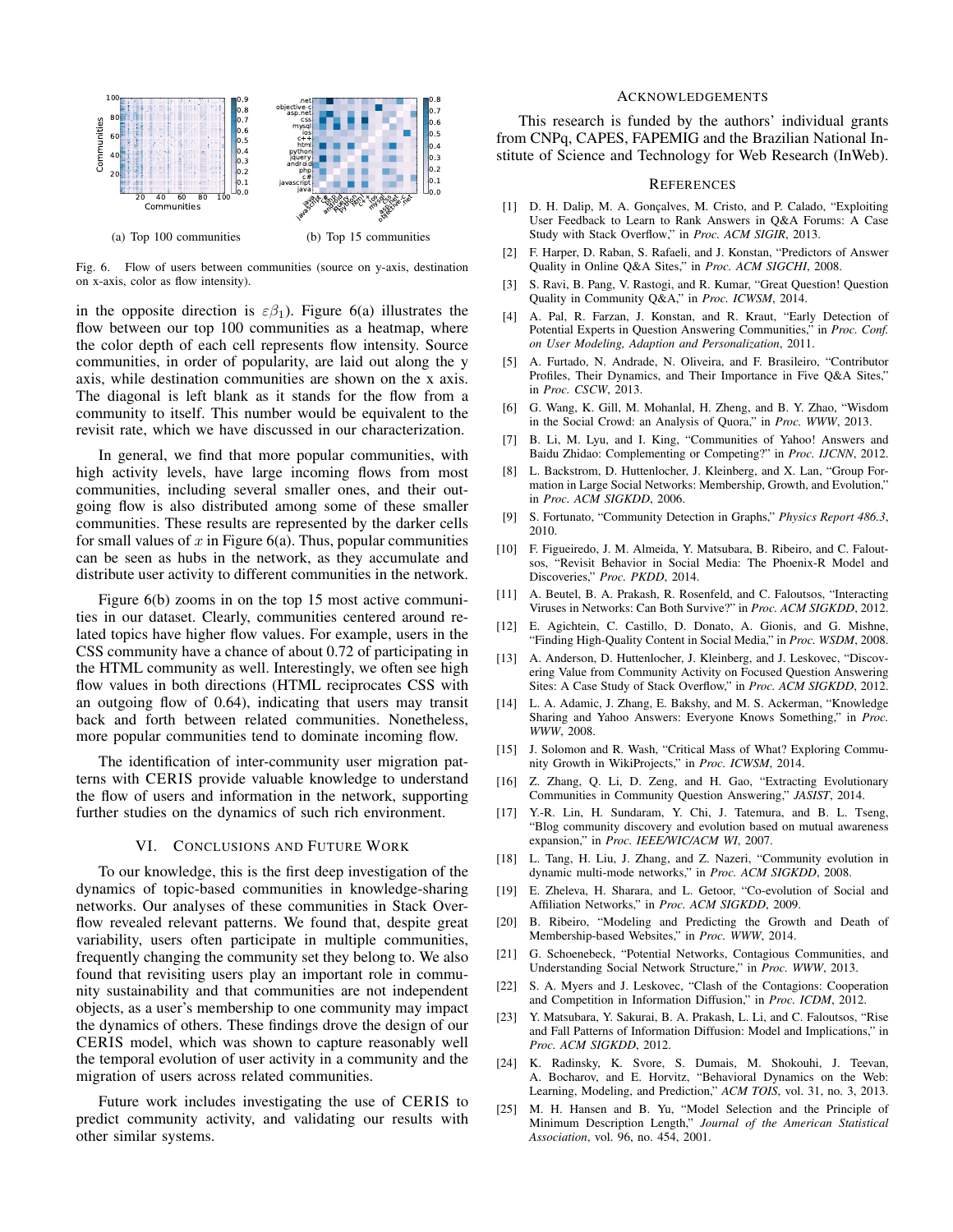(a) Top 100 communities

(b) Top 15 communities

Fig. 6. Flow of users between communities (source on y-axis, destination on x-axis, color as flow intensity).

in the opposite direction is $\varepsilon\beta_1$). Figure 6(a) illustrates the flow between our top 100 communities as a heatmap, where the color depth of each cell represents flow intensity. Source communities, in order of popularity, are laid out along the y axis, while destination communities are shown on the x axis. The diagonal is left blank as it stands for the flow from a community to itself. This number would be equivalent to the revisit rate, which we have discussed in our characterization.

In general, we find that more popular communities, with high activity levels, have large incoming flows from most communities, including several smaller ones, and their outgoing flow is also distributed among some of these smaller communities. These results are represented by the darker cells for small values of $x$ in Figure 6(a). Thus, popular communities can be seen as hubs in the network, as they accumulate and distribute user activity to different communities in the network.

Figure 6(b) zooms in on the top 15 most active communities in our dataset. Clearly, communities centered around related topics have higher flow values. For example, users in the CSS community have a chance of about 0.72 of participating in the HTML community as well. Interestingly, we often see high flow values in both directions (HTML reciprocates CSS with an outgoing flow of 0.64), indicating that users may transit back and forth between related communities. Nonetheless, more popular communities tend to dominate incoming flow.

The identification of inter-community user migration patterns with CERIS provide valuable knowledge to understand the flow of users and information in the network, supporting further studies on the dynamics of such rich environment.

## VI. Conclusions and Future Work

To our knowledge, this is the first deep investigation of the dynamics of topic-based communities in knowledge-sharing networks. Our analyses of these communities in Stack Overflow revealed relevant patterns. We found that, despite great variability, users often participate in multiple communities, frequently changing the community set they belong to. We also found that revisiting users play an important role in community sustainability and that communities are not independent objects, as a user's membership to one community may impact the dynamics of others. These findings drove the design of our CERIS model, which was shown to capture reasonably well the temporal evolution of user activity in a community and the migration of users across related communities.

Future work includes investigating the use of CERIS to predict community activity, and validating our results with other similar systems.

## Acknowledgements

This research is funded by the authors' individual grants from CNPq, CAPES, FAPEMIG and the Brazilian National Institute of Science and Technology for Web Research (InWeb).

## References

[1] D. H. Dalip, M. A. Gonçalves, M. Cristo, and P. Calado, "Exploiting User Feedback to Learn to Rank Answers in Q&A Forums: A Case Study with Stack Overflow," in *Proc. ACM SIGIR*, 2013.

[2] F. Harper, D. Raban, S. Rafaeli, and J. Konstan, "Predictors of Answer Quality in Online Q&A Sites," in *Proc. ACM SIGCHI*, 2008.

[3] S. Ravi, B. Pang, V. Rastogi, and R. Kumar, "Great Question! Question Quality in Community Q&A," in *Proc. ICWSM*, 2014.

[4] A. Pal, R. Farzan, J. Konstan, and R. Kraut, "Early Detection of Potential Experts in Question Answering Communities," in *Proc. Conf. on User Modeling, Adaption and Personalization*, 2011.

[5] A. Furtado, N. Andrade, N. Oliveira, and F. Brasileiro, "Contributor Profiles, Their Dynamics, and Their Importance in Five Q&A Sites," in *Proc. CSCW*, 2013.

[6] G. Wang, K. Gill, M. Mohanlal, H. Zheng, and B. Y. Zhao, "Wisdom in the Social Crowd: an Analysis of Quora," in *Proc. WWW*, 2013.

[7] B. Li, M. Lyu, and I. King, "Communities of Yahoo! Answers and Baidu Zhidao: Complementing or Competing?" in *Proc. IJCNN*, 2012.

[8] L. Backstrom, D. Huttenlocher, J. Kleinberg, and X. Lan, "Group Formation in Large Social Networks: Membership, Growth, and Evolution," in *Proc. ACM SIGKDD*, 2006.

[9] S. Fortunato, "Community Detection in Graphs," *Physics Report 486.3*, 2010.

[10] F. Figueiredo, J. M. Almeida, Y. Matsubara, B. Ribeiro, and C. Faloutsos, "Revisit Behavior in Social Media: The Phoenix-R Model and Discoveries," *Proc. PKDD*, 2014.

[11] A. Beutel, B. A. Prakash, R. Rosenfeld, and C. Faloutsos, "Interacting Viruses in Networks: Can Both Survive?" in *Proc. ACM SIGKDD*, 2012.

[12] E. Agichtein, C. Castillo, D. Donato, A. Gionis, and G. Mishne, "Finding High-Quality Content in Social Media," in *Proc. WSDM*, 2008.

[13] A. Anderson, D. Huttenlocher, J. Kleinberg, and J. Leskovec, "Discovering Value from Community Activity on Focused Question Answering Sites: A Case Study of Stack Overflow," in *Proc. ACM SIGKDD*, 2012.

[14] L. A. Adamic, J. Zhang, E. Bakshy, and M. S. Ackerman, "Knowledge Sharing and Yahoo Answers: Everyone Knows Something," in *Proc. WWW*, 2008.

[15] J. Solomon and R. Wash, "Critical Mass of What? Exploring Community Growth in WikiProjects," in *Proc. ICWSM*, 2014.

[16] Z. Zhang, Q. Li, D. Zeng, and H. Gao, "Extracting Evolutionary Communities in Community Question Answering," *JASIST*, 2014.

[17] Y.-R. Lin, H. Sundaram, Y. Chi, J. Tatemura, and B. L. Tseng, "Blog community discovery and evolution based on mutual awareness expansion," in *Proc. IEEE/WIC/ACM WI*, 2007.

[18] L. Tang, H. Liu, J. Zhang, and Z. Nazeri, "Community evolution in dynamic multi-mode networks," in *Proc. ACM SIGKDD*, 2008.

[19] E. Zheleva, H. Sharara, and L. Getoor, "Co-evolution of Social and Affiliation Networks," in *Proc. ACM SIGKDD*, 2009.

[20] B. Ribeiro, "Modeling and Predicting the Growth and Death of Membership-based Websites," in *Proc. WWW*, 2014.

[21] G. Schoenebeck, "Potential Networks, Contagious Communities, and Understanding Social Network Structure," in *Proc. WWW*, 2013.

[22] S. A. Myers and J. Leskovec, "Clash of the Contagions: Cooperation and Competition in Information Diffusion," in *Proc. ICDM*, 2012.

[23] Y. Matsubara, Y. Sakurai, B. A. Prakash, L. Li, and C. Faloutsos, "Rise and Fall Patterns of Information Diffusion: Model and Implications," in *Proc. ACM SIGKDD*, 2012.

[24] K. Radinsky, K. Svore, S. Dumais, M. Shokouhi, J. Teevan, A. Bocharov, and E. Horvitz, "Behavioral Dynamics on the Web: Learning, Modeling, and Prediction," *ACM TOIS*, vol. 31, no. 3, 2013.

[25] M. H. Hansen and B. Yu, "Model Selection and the Principle of Minimum Description Length," *Journal of the American Statistical Association*, vol. 96, no. 454, 2001.